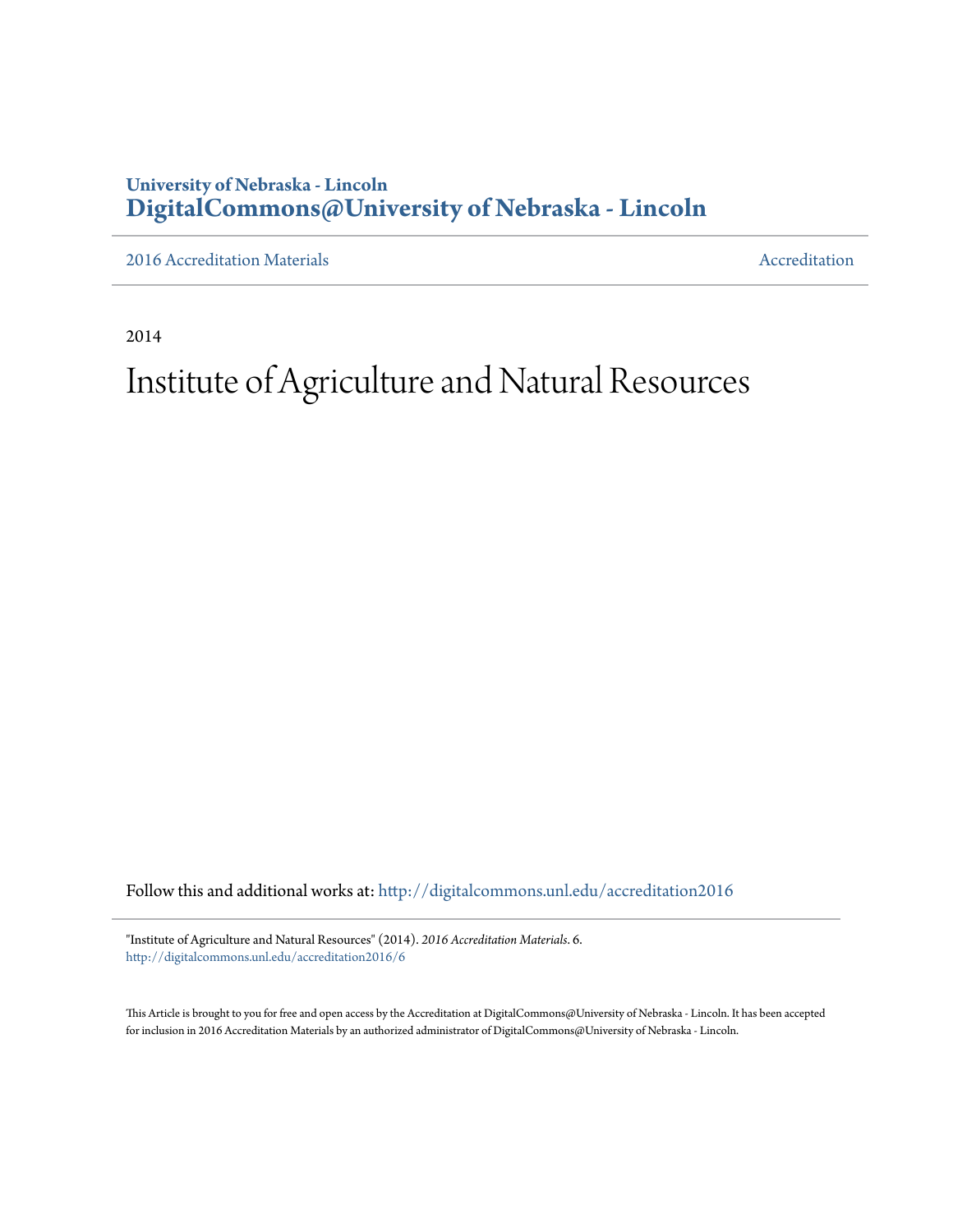**University of Nebraska - Lincoln**
**DigitalCommons@University of Nebraska - Lincoln**

2016 Accreditation Materials | Accreditation

2014

# Institute of Agriculture and Natural Resources

Follow this and additional works at: http://digitalcommons.unl.edu/accreditation2016

"Institute of Agriculture and Natural Resources" (2014). *2016 Accreditation Materials*. 6.
http://digitalcommons.unl.edu/accreditation2016/6

This Article is brought to you for free and open access by the Accreditation at DigitalCommons@University of Nebraska - Lincoln. It has been accepted for inclusion in 2016 Accreditation Materials by an authorized administrator of DigitalCommons@University of Nebraska - Lincoln.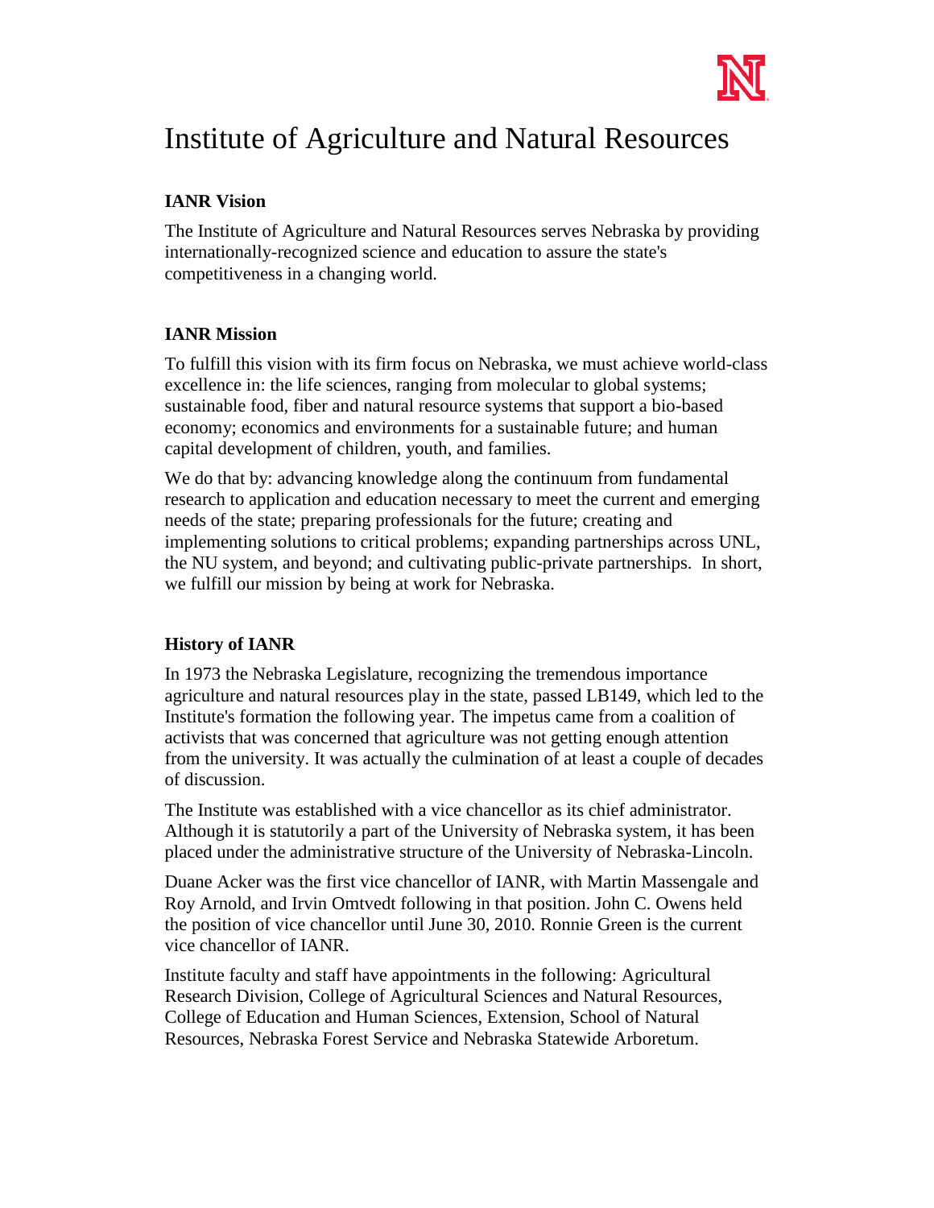# Institute of Agriculture and Natural Resources

### IANR Vision

The Institute of Agriculture and Natural Resources serves Nebraska by providing internationally-recognized science and education to assure the state's competitiveness in a changing world.

### IANR Mission

To fulfill this vision with its firm focus on Nebraska, we must achieve world-class excellence in: the life sciences, ranging from molecular to global systems; sustainable food, fiber and natural resource systems that support a bio-based economy; economics and environments for a sustainable future; and human capital development of children, youth, and families.

We do that by: advancing knowledge along the continuum from fundamental research to application and education necessary to meet the current and emerging needs of the state; preparing professionals for the future; creating and implementing solutions to critical problems; expanding partnerships across UNL, the NU system, and beyond; and cultivating public-private partnerships. In short, we fulfill our mission by being at work for Nebraska.

### History of IANR

In 1973 the Nebraska Legislature, recognizing the tremendous importance agriculture and natural resources play in the state, passed LB149, which led to the Institute's formation the following year. The impetus came from a coalition of activists that was concerned that agriculture was not getting enough attention from the university. It was actually the culmination of at least a couple of decades of discussion.

The Institute was established with a vice chancellor as its chief administrator. Although it is statutorily a part of the University of Nebraska system, it has been placed under the administrative structure of the University of Nebraska-Lincoln.

Duane Acker was the first vice chancellor of IANR, with Martin Massengale and Roy Arnold, and Irvin Omtvedt following in that position. John C. Owens held the position of vice chancellor until June 30, 2010. Ronnie Green is the current vice chancellor of IANR.

Institute faculty and staff have appointments in the following: Agricultural Research Division, College of Agricultural Sciences and Natural Resources, College of Education and Human Sciences, Extension, School of Natural Resources, Nebraska Forest Service and Nebraska Statewide Arboretum.